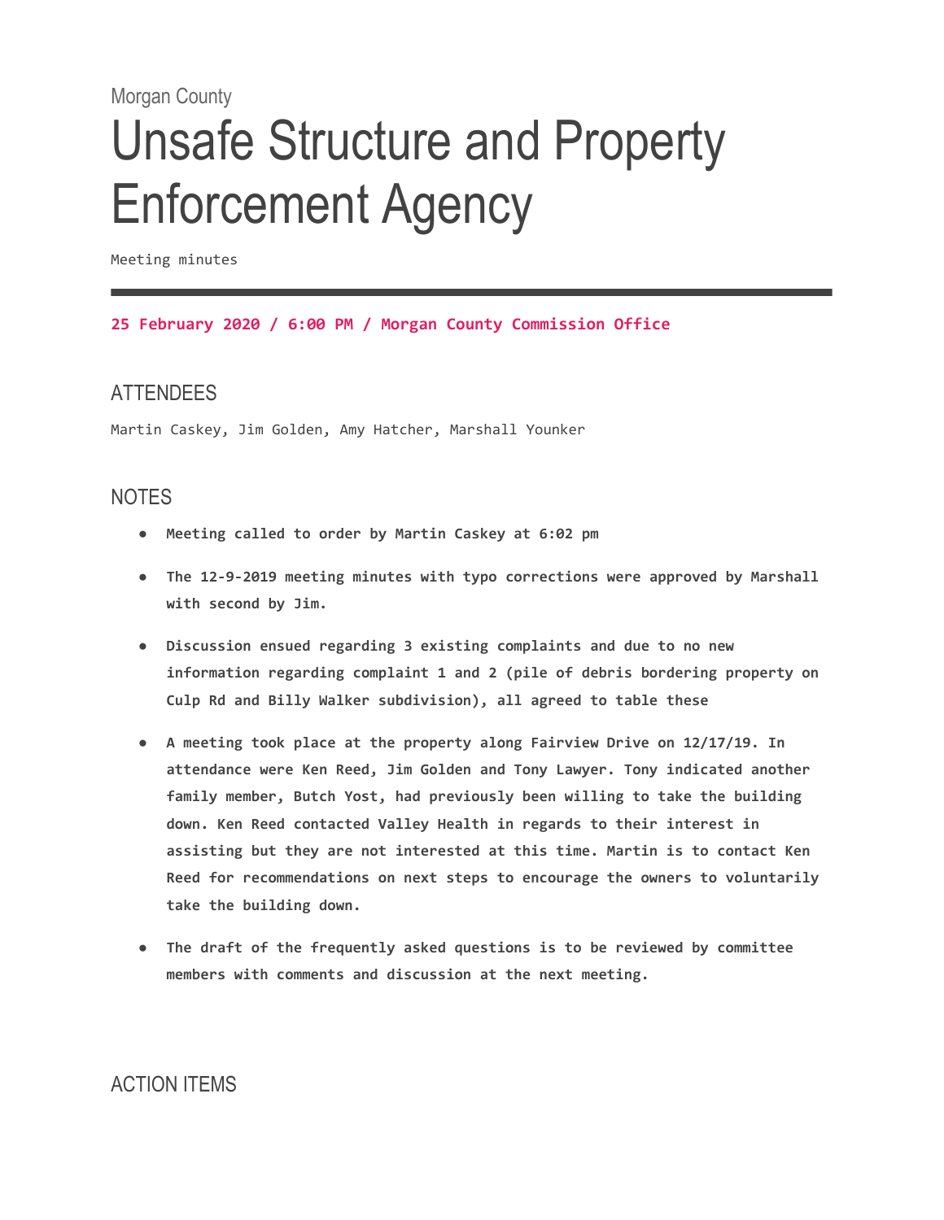Morgan County

# Unsafe Structure and Property Enforcement Agency

Meeting minutes

**25 February 2020 / 6:00 PM / Morgan County Commission Office**

## ATTENDEES

Martin Caskey, Jim Golden, Amy Hatcher, Marshall Younker

## NOTES

- **Meeting called to order by Martin Caskey at 6:02 pm**
- **The 12-9-2019 meeting minutes with typo corrections were approved by Marshall with second by Jim.**
- **Discussion ensued regarding 3 existing complaints and due to no new information regarding complaint 1 and 2 (pile of debris bordering property on Culp Rd and Billy Walker subdivision), all agreed to table these**
- **A meeting took place at the property along Fairview Drive on 12/17/19. In attendance were Ken Reed, Jim Golden and Tony Lawyer. Tony indicated another family member, Butch Yost, had previously been willing to take the building down. Ken Reed contacted Valley Health in regards to their interest in assisting but they are not interested at this time. Martin is to contact Ken Reed for recommendations on next steps to encourage the owners to voluntarily take the building down.**
- **The draft of the frequently asked questions is to be reviewed by committee members with comments and discussion at the next meeting.**

## ACTION ITEMS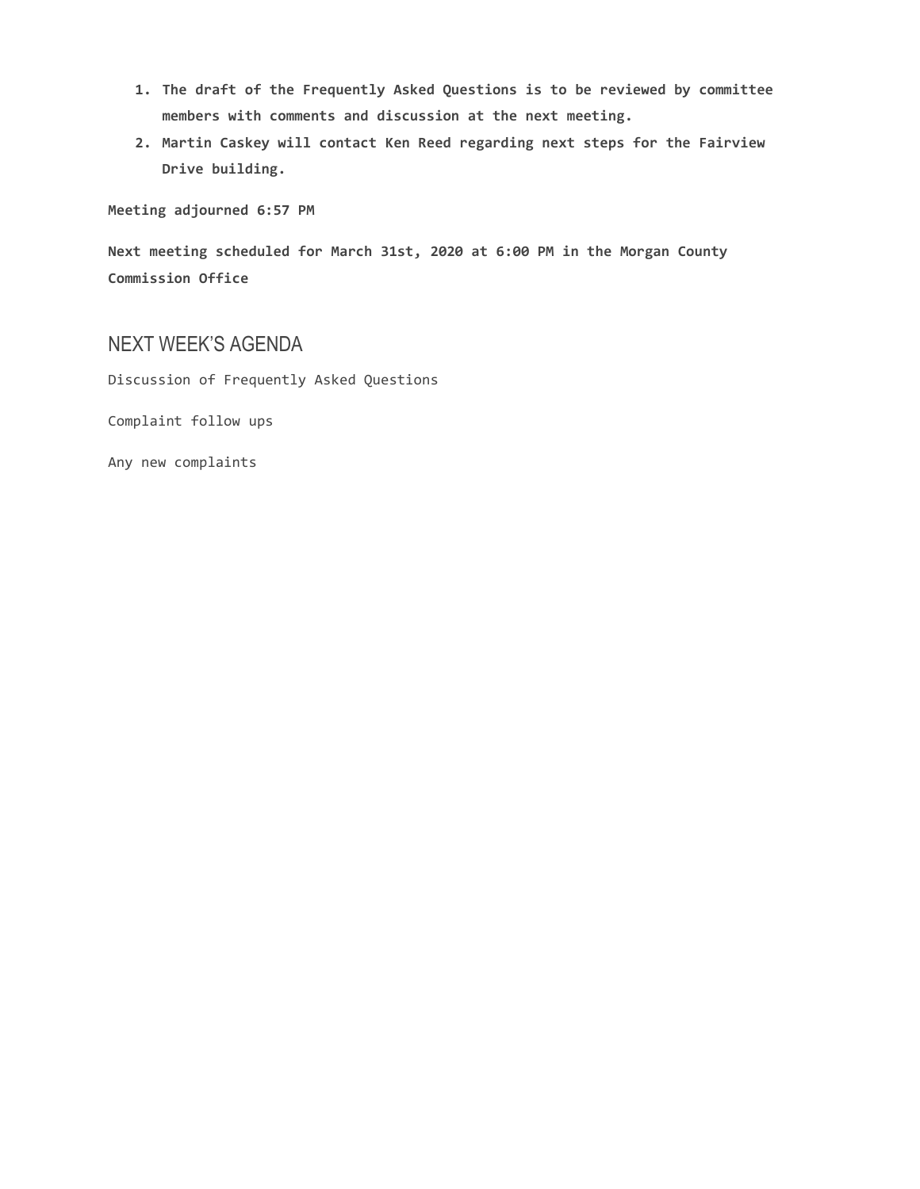1. **The draft of the Frequently Asked Questions is to be reviewed by committee members with comments and discussion at the next meeting.**
2. **Martin Caskey will contact Ken Reed regarding next steps for the Fairview Drive building.**

**Meeting adjourned 6:57 PM**

**Next meeting scheduled for March 31st, 2020 at 6:00 PM in the Morgan County Commission Office**

## NEXT WEEK'S AGENDA

Discussion of Frequently Asked Questions

Complaint follow ups

Any new complaints